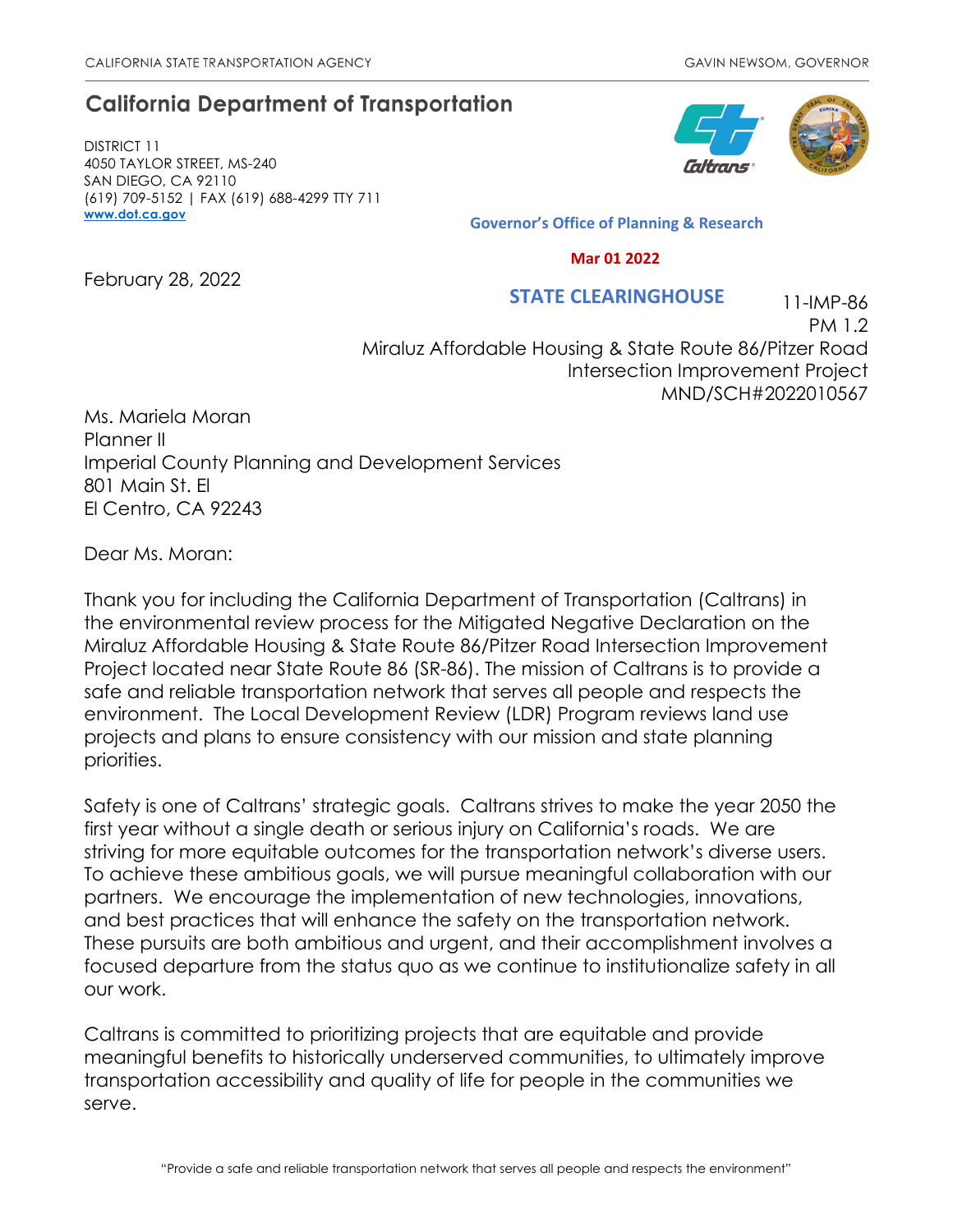CALIFORNIA STATE TRANSPORTATION AGENCY GAVIN NEWSOM, GOVERNOR

# California Department of Transportation

DISTRICT 11
4050 TAYLOR STREET, MS-240
SAN DIEGO, CA 92110
(619) 709-5152 | FAX (619) 688-4299 TTY 711
www.dot.ca.gov

Governor's Office of Planning & Research

Mar 01 2022

STATE CLEARINGHOUSE

February 28, 2022

11-IMP-86
PM 1.2
Miraluz Affordable Housing & State Route 86/Pitzer Road
Intersection Improvement Project
MND/SCH#2022010567

Ms. Mariela Moran
Planner II
Imperial County Planning and Development Services
801 Main St. El
El Centro, CA 92243

Dear Ms. Moran:

Thank you for including the California Department of Transportation (Caltrans) in the environmental review process for the Mitigated Negative Declaration on the Miraluz Affordable Housing & State Route 86/Pitzer Road Intersection Improvement Project located near State Route 86 (SR-86). The mission of Caltrans is to provide a safe and reliable transportation network that serves all people and respects the environment. The Local Development Review (LDR) Program reviews land use projects and plans to ensure consistency with our mission and state planning priorities.

Safety is one of Caltrans' strategic goals. Caltrans strives to make the year 2050 the first year without a single death or serious injury on California's roads. We are striving for more equitable outcomes for the transportation network's diverse users. To achieve these ambitious goals, we will pursue meaningful collaboration with our partners. We encourage the implementation of new technologies, innovations, and best practices that will enhance the safety on the transportation network. These pursuits are both ambitious and urgent, and their accomplishment involves a focused departure from the status quo as we continue to institutionalize safety in all our work.

Caltrans is committed to prioritizing projects that are equitable and provide meaningful benefits to historically underserved communities, to ultimately improve transportation accessibility and quality of life for people in the communities we serve.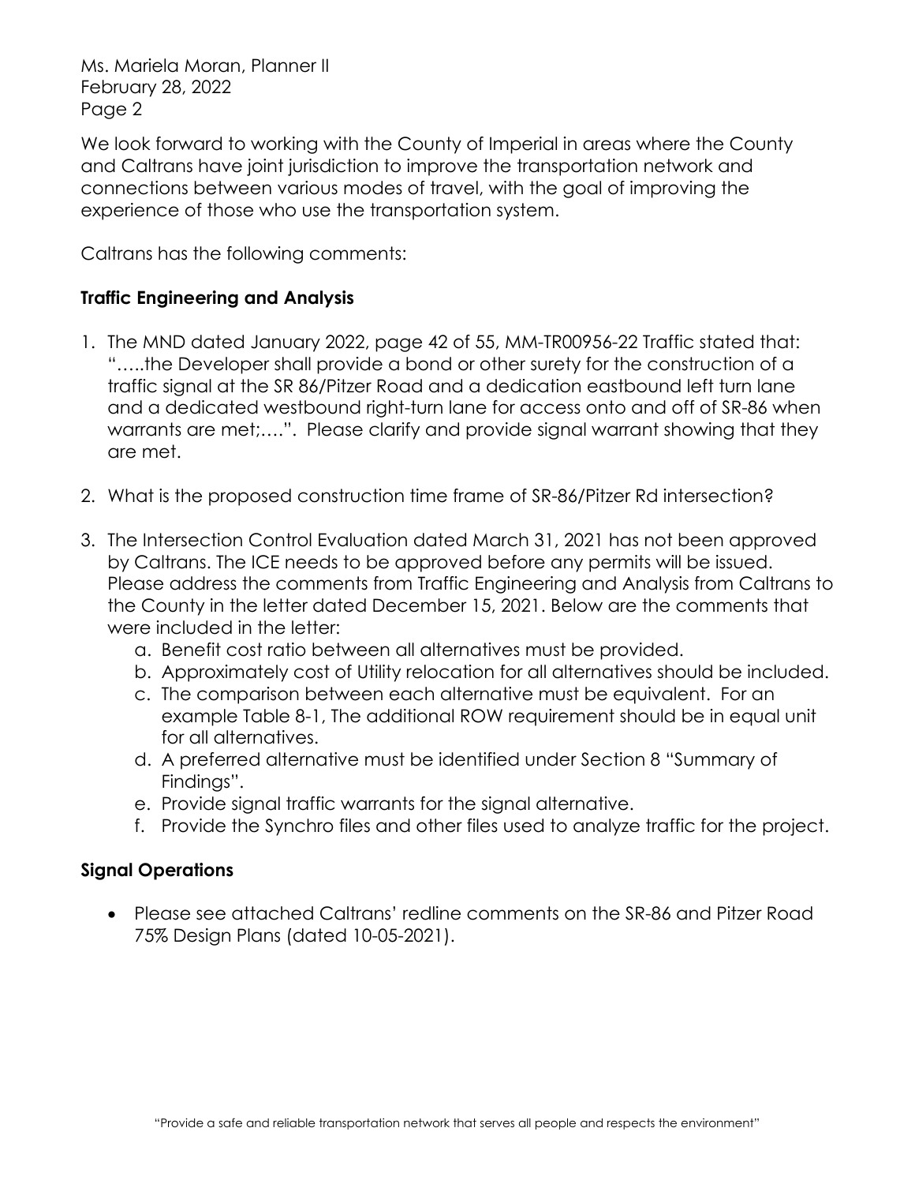We look forward to working with the County of Imperial in areas where the County and Caltrans have joint jurisdiction to improve the transportation network and connections between various modes of travel, with the goal of improving the experience of those who use the transportation system.

Caltrans has the following comments:

**Traffic Engineering and Analysis**

1. The MND dated January 2022, page 42 of 55, MM-TR00956-22 Traffic stated that: "…..the Developer shall provide a bond or other surety for the construction of a traffic signal at the SR 86/Pitzer Road and a dedication eastbound left turn lane and a dedicated westbound right-turn lane for access onto and off of SR-86 when warrants are met;….". Please clarify and provide signal warrant showing that they are met.

2. What is the proposed construction time frame of SR-86/Pitzer Rd intersection?

3. The Intersection Control Evaluation dated March 31, 2021 has not been approved by Caltrans. The ICE needs to be approved before any permits will be issued. Please address the comments from Traffic Engineering and Analysis from Caltrans to the County in the letter dated December 15, 2021. Below are the comments that were included in the letter:
   a. Benefit cost ratio between all alternatives must be provided.
   b. Approximately cost of Utility relocation for all alternatives should be included.
   c. The comparison between each alternative must be equivalent. For an example Table 8-1, The additional ROW requirement should be in equal unit for all alternatives.
   d. A preferred alternative must be identified under Section 8 "Summary of Findings".
   e. Provide signal traffic warrants for the signal alternative.
   f. Provide the Synchro files and other files used to analyze traffic for the project.

**Signal Operations**

- Please see attached Caltrans' redline comments on the SR-86 and Pitzer Road 75% Design Plans (dated 10-05-2021).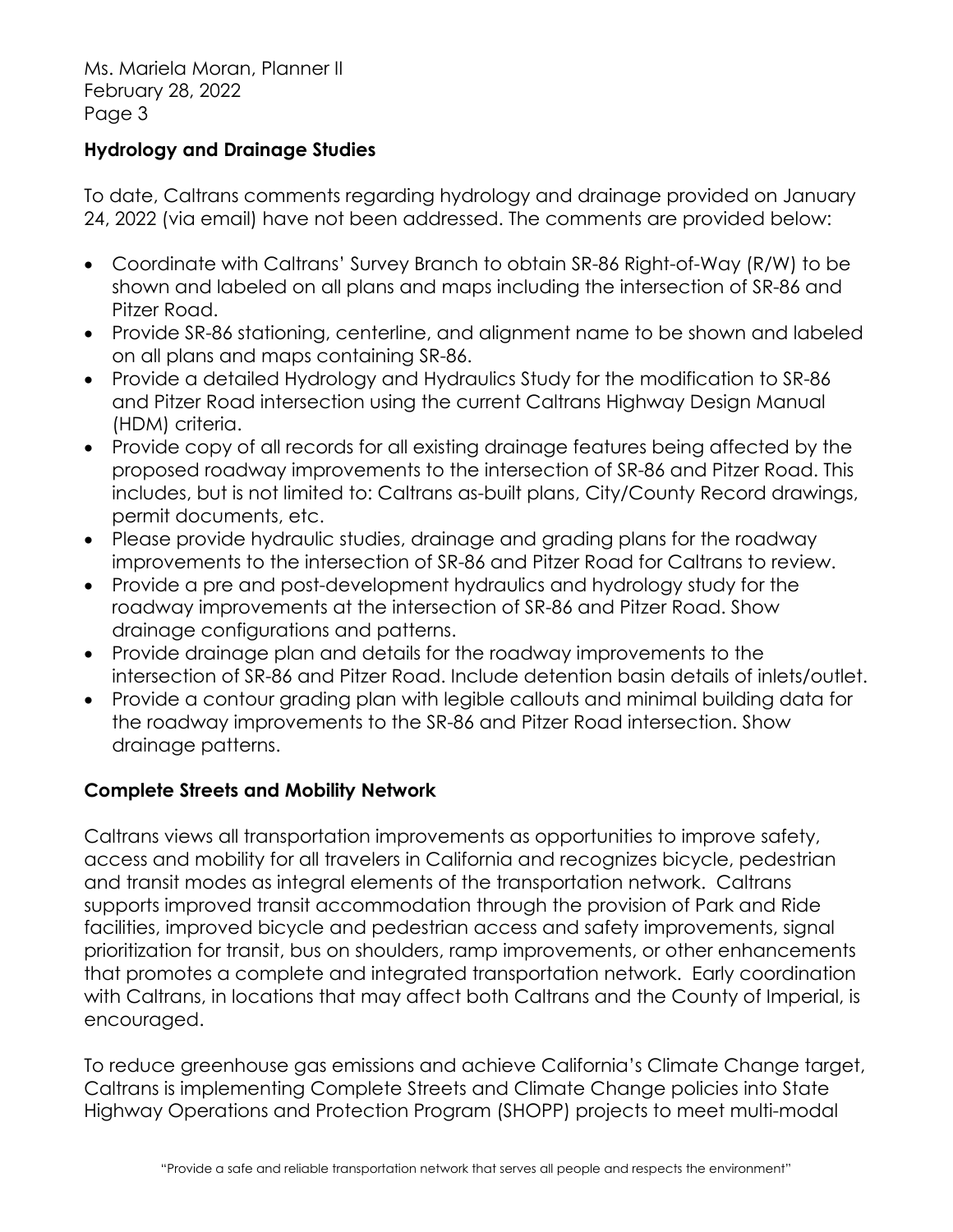## Hydrology and Drainage Studies

To date, Caltrans comments regarding hydrology and drainage provided on January 24, 2022 (via email) have not been addressed. The comments are provided below:

- Coordinate with Caltrans' Survey Branch to obtain SR-86 Right-of-Way (R/W) to be shown and labeled on all plans and maps including the intersection of SR-86 and Pitzer Road.
- Provide SR-86 stationing, centerline, and alignment name to be shown and labeled on all plans and maps containing SR-86.
- Provide a detailed Hydrology and Hydraulics Study for the modification to SR-86 and Pitzer Road intersection using the current Caltrans Highway Design Manual (HDM) criteria.
- Provide copy of all records for all existing drainage features being affected by the proposed roadway improvements to the intersection of SR-86 and Pitzer Road. This includes, but is not limited to: Caltrans as-built plans, City/County Record drawings, permit documents, etc.
- Please provide hydraulic studies, drainage and grading plans for the roadway improvements to the intersection of SR-86 and Pitzer Road for Caltrans to review.
- Provide a pre and post-development hydraulics and hydrology study for the roadway improvements at the intersection of SR-86 and Pitzer Road. Show drainage configurations and patterns.
- Provide drainage plan and details for the roadway improvements to the intersection of SR-86 and Pitzer Road. Include detention basin details of inlets/outlet.
- Provide a contour grading plan with legible callouts and minimal building data for the roadway improvements to the SR-86 and Pitzer Road intersection. Show drainage patterns.

## Complete Streets and Mobility Network

Caltrans views all transportation improvements as opportunities to improve safety, access and mobility for all travelers in California and recognizes bicycle, pedestrian and transit modes as integral elements of the transportation network. Caltrans supports improved transit accommodation through the provision of Park and Ride facilities, improved bicycle and pedestrian access and safety improvements, signal prioritization for transit, bus on shoulders, ramp improvements, or other enhancements that promotes a complete and integrated transportation network. Early coordination with Caltrans, in locations that may affect both Caltrans and the County of Imperial, is encouraged.

To reduce greenhouse gas emissions and achieve California's Climate Change target, Caltrans is implementing Complete Streets and Climate Change policies into State Highway Operations and Protection Program (SHOPP) projects to meet multi-modal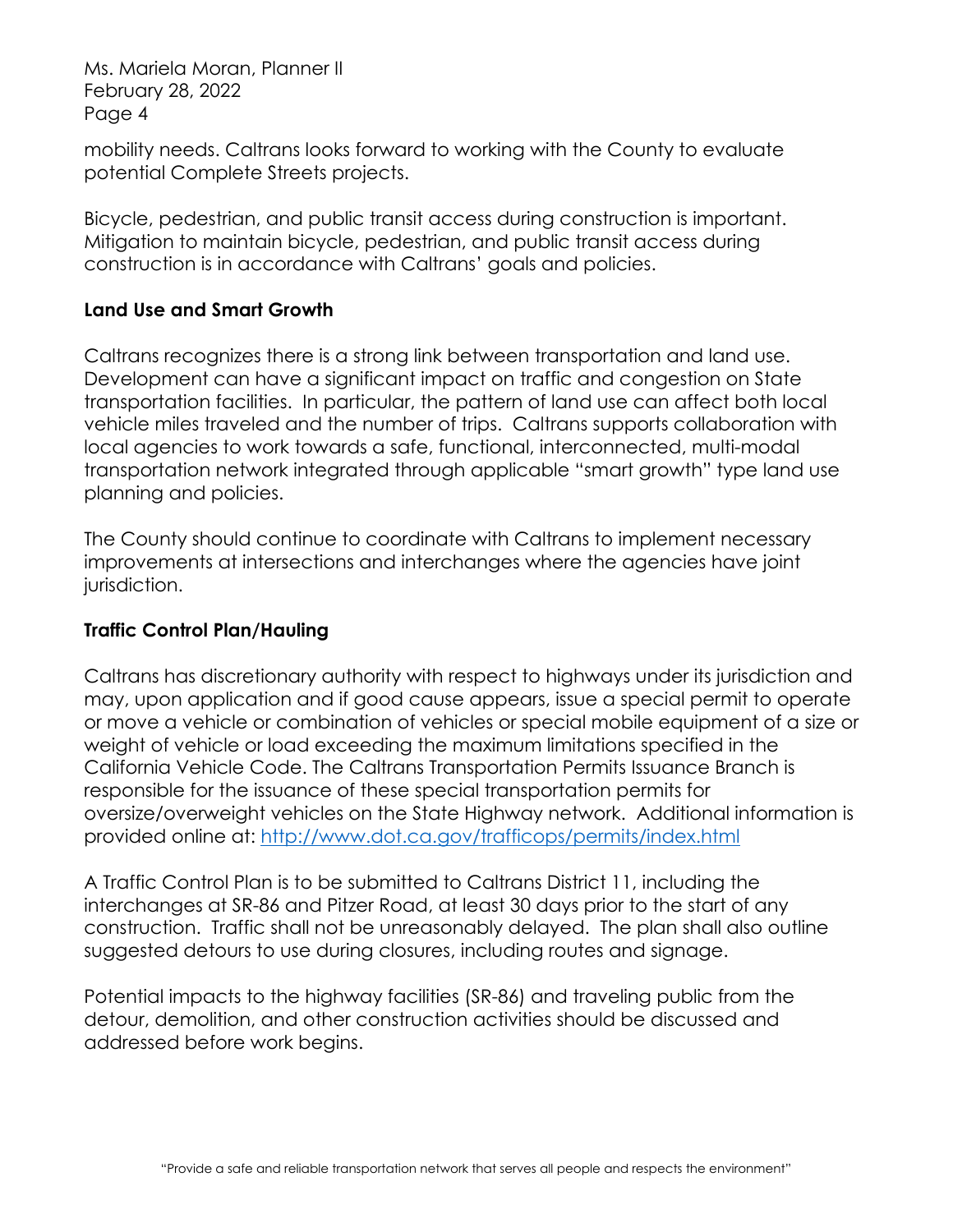mobility needs. Caltrans looks forward to working with the County to evaluate potential Complete Streets projects.

Bicycle, pedestrian, and public transit access during construction is important. Mitigation to maintain bicycle, pedestrian, and public transit access during construction is in accordance with Caltrans' goals and policies.

**Land Use and Smart Growth**

Caltrans recognizes there is a strong link between transportation and land use. Development can have a significant impact on traffic and congestion on State transportation facilities. In particular, the pattern of land use can affect both local vehicle miles traveled and the number of trips. Caltrans supports collaboration with local agencies to work towards a safe, functional, interconnected, multi-modal transportation network integrated through applicable "smart growth" type land use planning and policies.

The County should continue to coordinate with Caltrans to implement necessary improvements at intersections and interchanges where the agencies have joint jurisdiction.

**Traffic Control Plan/Hauling**

Caltrans has discretionary authority with respect to highways under its jurisdiction and may, upon application and if good cause appears, issue a special permit to operate or move a vehicle or combination of vehicles or special mobile equipment of a size or weight of vehicle or load exceeding the maximum limitations specified in the California Vehicle Code. The Caltrans Transportation Permits Issuance Branch is responsible for the issuance of these special transportation permits for oversize/overweight vehicles on the State Highway network. Additional information is provided online at: [http://www.dot.ca.gov/trafficops/permits/index.html](http://www.dot.ca.gov/trafficops/permits/index.html)

A Traffic Control Plan is to be submitted to Caltrans District 11, including the interchanges at SR-86 and Pitzer Road, at least 30 days prior to the start of any construction. Traffic shall not be unreasonably delayed. The plan shall also outline suggested detours to use during closures, including routes and signage.

Potential impacts to the highway facilities (SR-86) and traveling public from the detour, demolition, and other construction activities should be discussed and addressed before work begins.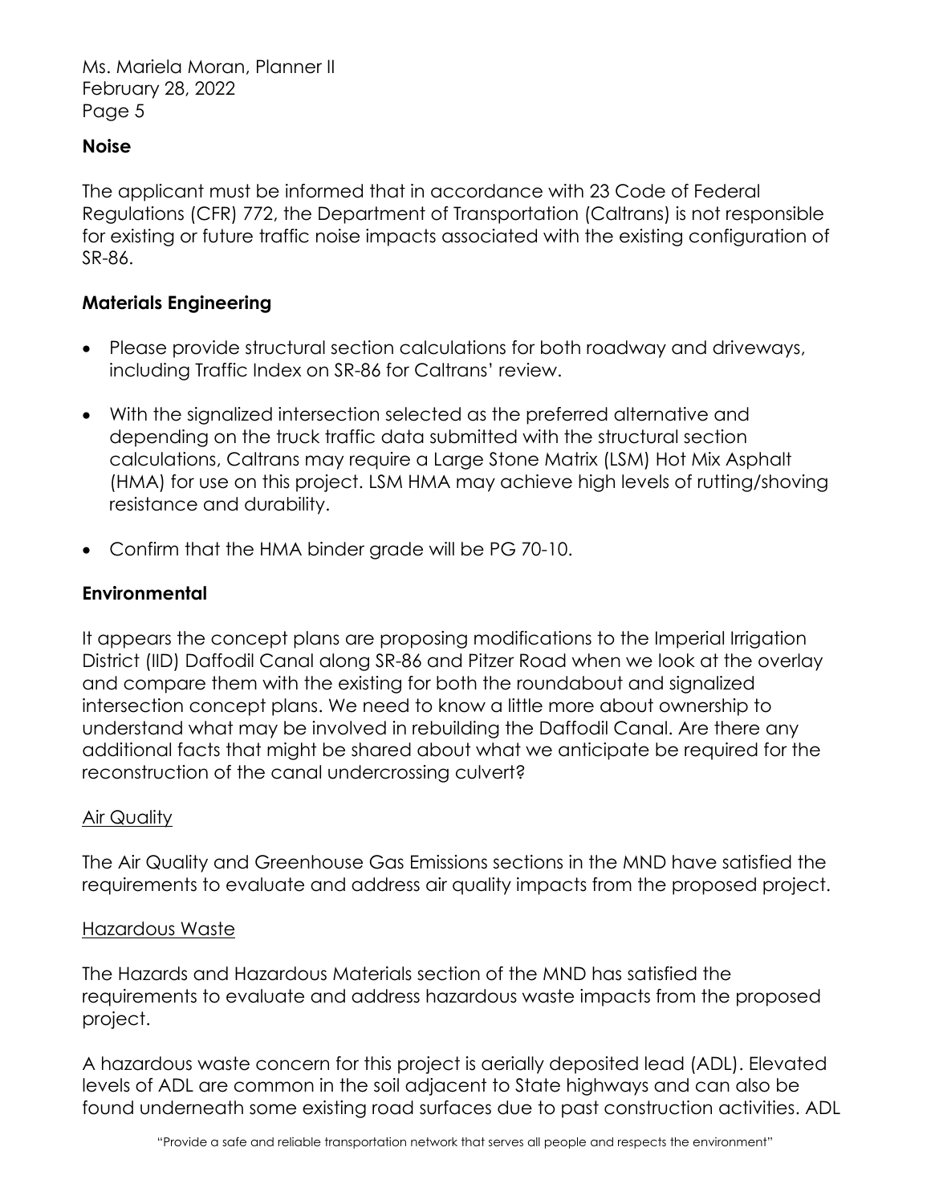## Noise

The applicant must be informed that in accordance with 23 Code of Federal Regulations (CFR) 772, the Department of Transportation (Caltrans) is not responsible for existing or future traffic noise impacts associated with the existing configuration of SR-86.

## Materials Engineering

- Please provide structural section calculations for both roadway and driveways, including Traffic Index on SR-86 for Caltrans' review.
- With the signalized intersection selected as the preferred alternative and depending on the truck traffic data submitted with the structural section calculations, Caltrans may require a Large Stone Matrix (LSM) Hot Mix Asphalt (HMA) for use on this project. LSM HMA may achieve high levels of rutting/shoving resistance and durability.
- Confirm that the HMA binder grade will be PG 70-10.

## Environmental

It appears the concept plans are proposing modifications to the Imperial Irrigation District (IID) Daffodil Canal along SR-86 and Pitzer Road when we look at the overlay and compare them with the existing for both the roundabout and signalized intersection concept plans. We need to know a little more about ownership to understand what may be involved in rebuilding the Daffodil Canal. Are there any additional facts that might be shared about what we anticipate be required for the reconstruction of the canal undercrossing culvert?

### Air Quality

The Air Quality and Greenhouse Gas Emissions sections in the MND have satisfied the requirements to evaluate and address air quality impacts from the proposed project.

### Hazardous Waste

The Hazards and Hazardous Materials section of the MND has satisfied the requirements to evaluate and address hazardous waste impacts from the proposed project.

A hazardous waste concern for this project is aerially deposited lead (ADL). Elevated levels of ADL are common in the soil adjacent to State highways and can also be found underneath some existing road surfaces due to past construction activities. ADL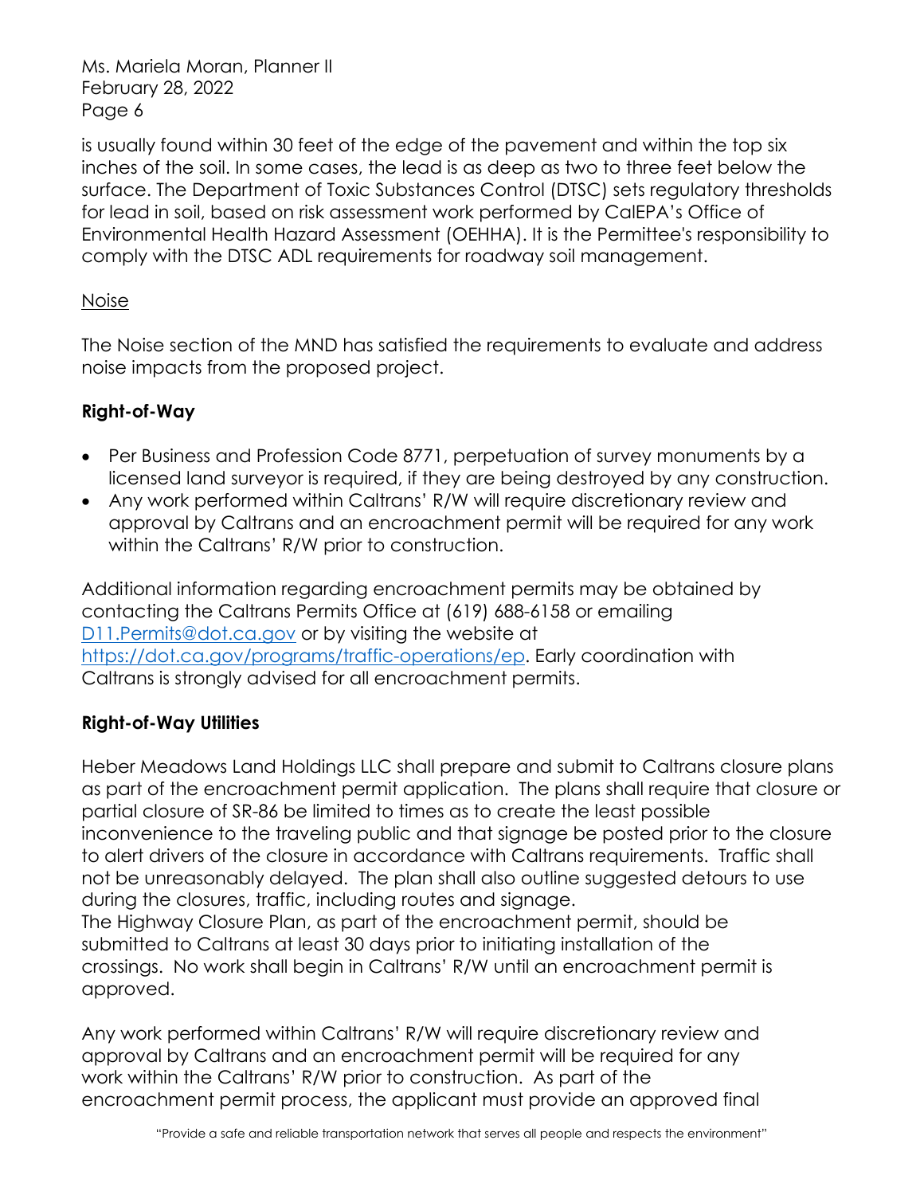is usually found within 30 feet of the edge of the pavement and within the top six inches of the soil. In some cases, the lead is as deep as two to three feet below the surface. The Department of Toxic Substances Control (DTSC) sets regulatory thresholds for lead in soil, based on risk assessment work performed by CalEPA's Office of Environmental Health Hazard Assessment (OEHHA). It is the Permittee's responsibility to comply with the DTSC ADL requirements for roadway soil management.

Noise

The Noise section of the MND has satisfied the requirements to evaluate and address noise impacts from the proposed project.

**Right-of-Way**

- Per Business and Profession Code 8771, perpetuation of survey monuments by a licensed land surveyor is required, if they are being destroyed by any construction.
- Any work performed within Caltrans' R/W will require discretionary review and approval by Caltrans and an encroachment permit will be required for any work within the Caltrans' R/W prior to construction.

Additional information regarding encroachment permits may be obtained by contacting the Caltrans Permits Office at (619) 688-6158 or emailing D11.Permits@dot.ca.gov or by visiting the website at https://dot.ca.gov/programs/traffic-operations/ep. Early coordination with Caltrans is strongly advised for all encroachment permits.

**Right-of-Way Utilities**

Heber Meadows Land Holdings LLC shall prepare and submit to Caltrans closure plans as part of the encroachment permit application. The plans shall require that closure or partial closure of SR-86 be limited to times as to create the least possible inconvenience to the traveling public and that signage be posted prior to the closure to alert drivers of the closure in accordance with Caltrans requirements. Traffic shall not be unreasonably delayed. The plan shall also outline suggested detours to use during the closures, traffic, including routes and signage.
The Highway Closure Plan, as part of the encroachment permit, should be submitted to Caltrans at least 30 days prior to initiating installation of the crossings. No work shall begin in Caltrans' R/W until an encroachment permit is approved.

Any work performed within Caltrans' R/W will require discretionary review and approval by Caltrans and an encroachment permit will be required for any work within the Caltrans' R/W prior to construction. As part of the encroachment permit process, the applicant must provide an approved final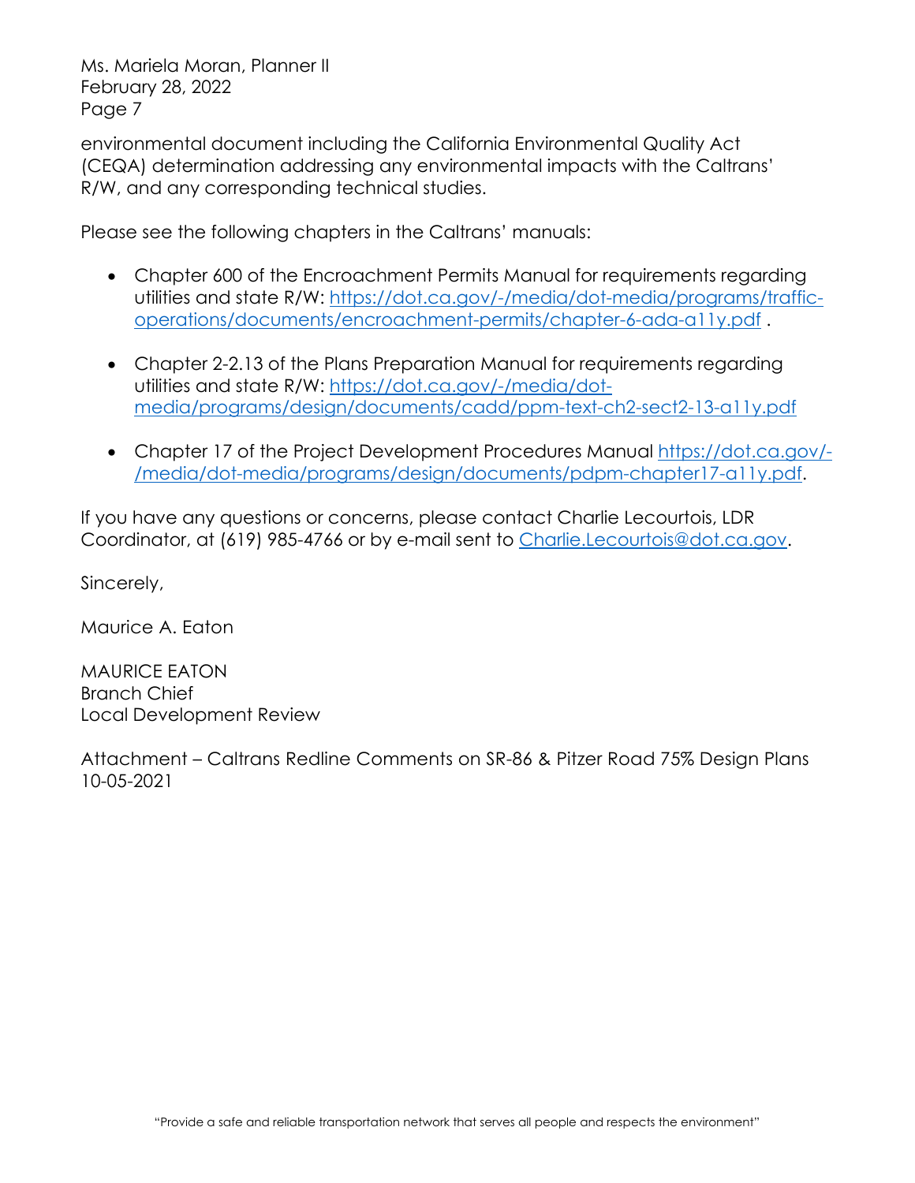environmental document including the California Environmental Quality Act (CEQA) determination addressing any environmental impacts with the Caltrans' R/W, and any corresponding technical studies.

Please see the following chapters in the Caltrans' manuals:

- Chapter 600 of the Encroachment Permits Manual for requirements regarding utilities and state R/W: https://dot.ca.gov/-/media/dot-media/programs/traffic-operations/documents/encroachment-permits/chapter-6-ada-a11y.pdf .

- Chapter 2-2.13 of the Plans Preparation Manual for requirements regarding utilities and state R/W: https://dot.ca.gov/-/media/dot-media/programs/design/documents/cadd/ppm-text-ch2-sect2-13-a11y.pdf

- Chapter 17 of the Project Development Procedures Manual https://dot.ca.gov/-/media/dot-media/programs/design/documents/pdpm-chapter17-a11y.pdf.

If you have any questions or concerns, please contact Charlie Lecourtois, LDR Coordinator, at (619) 985-4766 or by e-mail sent to Charlie.Lecourtois@dot.ca.gov.

Sincerely,

Maurice A. Eaton

MAURICE EATON
Branch Chief
Local Development Review

Attachment – Caltrans Redline Comments on SR-86 & Pitzer Road 75% Design Plans 10-05-2021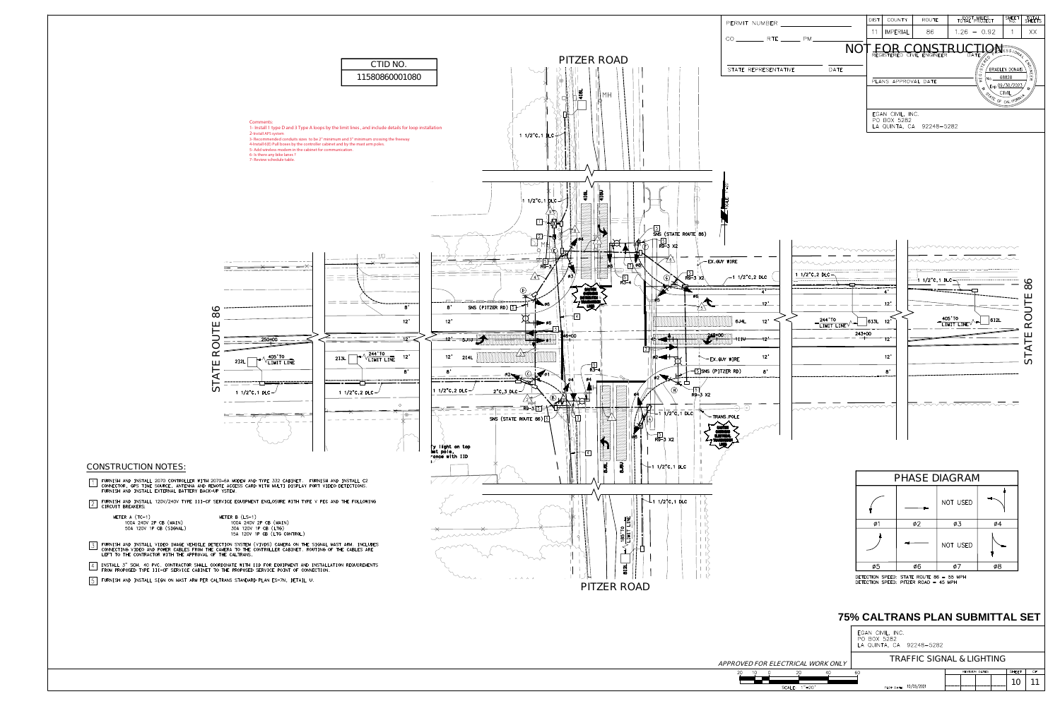| DIST | COUNTY | ROUTE | POST MILES TOTAL PROJECT | SHEET NO. | TOTAL SHEETS |
|---|---|---|---|---|---|
| 11 | IMPERIAL | 86 | 1.26 – 0.92 | 1 | XX |

PERMIT NUMBER

CO ______ RTE ______ PM ______

STATE REPRESENTATIVE DATE

NOT FOR CONSTRUCTION

REGISTERED CIVIL ENGINEER DATE

PLANS APPROVAL DATE

EGAN CIVIL, INC.
PO BOX 5282
LA QUINTA, CA 92248-5282

| CTID NO. |
|---|
| 11580860001080 |

PITZER ROAD

Comments:
1- Install 1 type D and 3 Type A loops by the limit lines , and include details for loop installation
2- Install APS system
3- Recommended conduits sizes to be 2" minimum and 3" minimum crossing the freeway
4-Install 6(E) Pull boxes by the controller cabinet and by the mast arm poles.
5- Add wireless modem in the cabinet for communication
6- Is there any bike lanes ?
7- Review schedule table.

STATE ROUTE 86

## CONSTRUCTION NOTES:

1. FURNISH AND INSTALL 2070 CONTROLLER WITH 2070-6A MODEM AND TYPE 332 CABINET. FURNISH AND INSTALL C2 CONNECTOR, GPS TIME SOURCE, ANTENNA AND REMOTE ACCESS CARD WITH MULTI DISPLAY PORT VIDEO DETECTIONS. FURNISH AND INSTALL EXTERNAL BATTERY BACK-UP SYSTEM.

2. FURNISH AND INSTALL 120V/240V TYPE III-CF SERVICE EQUIPMENT ENCLOSURE WITH TYPE V PEC AND THE FOLLOWING CIRCUIT BREAKERS:

   METER A (TC-1)
   100A 240V 2P CB (MAIN)
   50A 120V 1P CB (SIGNAL)

   METER B (LS-1)
   100A 240V 2P CB (MAIN)
   30A 120V 1P CB (LTG)
   15A 120V 1P CB (LTG CONTROL)

3. FURNISH AND INSTALL VIDEO IMAGE VEHICLE DETECTION SYSTEM (VIVDS) CAMERA ON THE SIGNAL MAST ARM. INCLUDES CONNECTING VIDEO AND POWER CABLES FROM THE CAMERA TO THE CONTROLLER CABINET. ROUTING OF THE CABLES ARE LEFT TO THE CONTRACTOR WITH THE APPROVAL OF THE CALTRANS.

4. INSTALL 3" SCH. 40 PVC. CONTRACTOR SHALL COORDINATE WITH IID FOR EQUIPMENT AND INSTALLATION REQUIREMENTS FROM PROPOSED TYPE III-CF SERVICE CABINET TO THE PROPOSED SERVICE POINT OF CONNECTION.

5. FURNISH AND INSTALL SIGN ON MAST ARM PER CALTRANS STANDARD PLAN ES-7N, DETAIL U.

## PHASE DIAGRAM

| | | NOT USED | |
|---|---|---|---|
| Ø1 | Ø2 | Ø3 | Ø4 |
| | | NOT USED | |
| Ø5 | Ø6 | Ø7 | Ø8 |

DETECTION SPEED: STATE ROUTE 86 = 55 MPH
DETECTION SPEED: PITZER ROAD = 45 MPH

## 75% CALTRANS PLAN SUBMITTAL SET

EGAN CIVIL, INC.
PO BOX 5282
LA QUINTA, CA 92248-5282

TRAFFIC SIGNAL & LIGHTING

APPROVED FOR ELECTRICAL WORK ONLY

SCALE: 1"=20'

PLOT DATE: 10/25/2021

SHEET 10 OF 11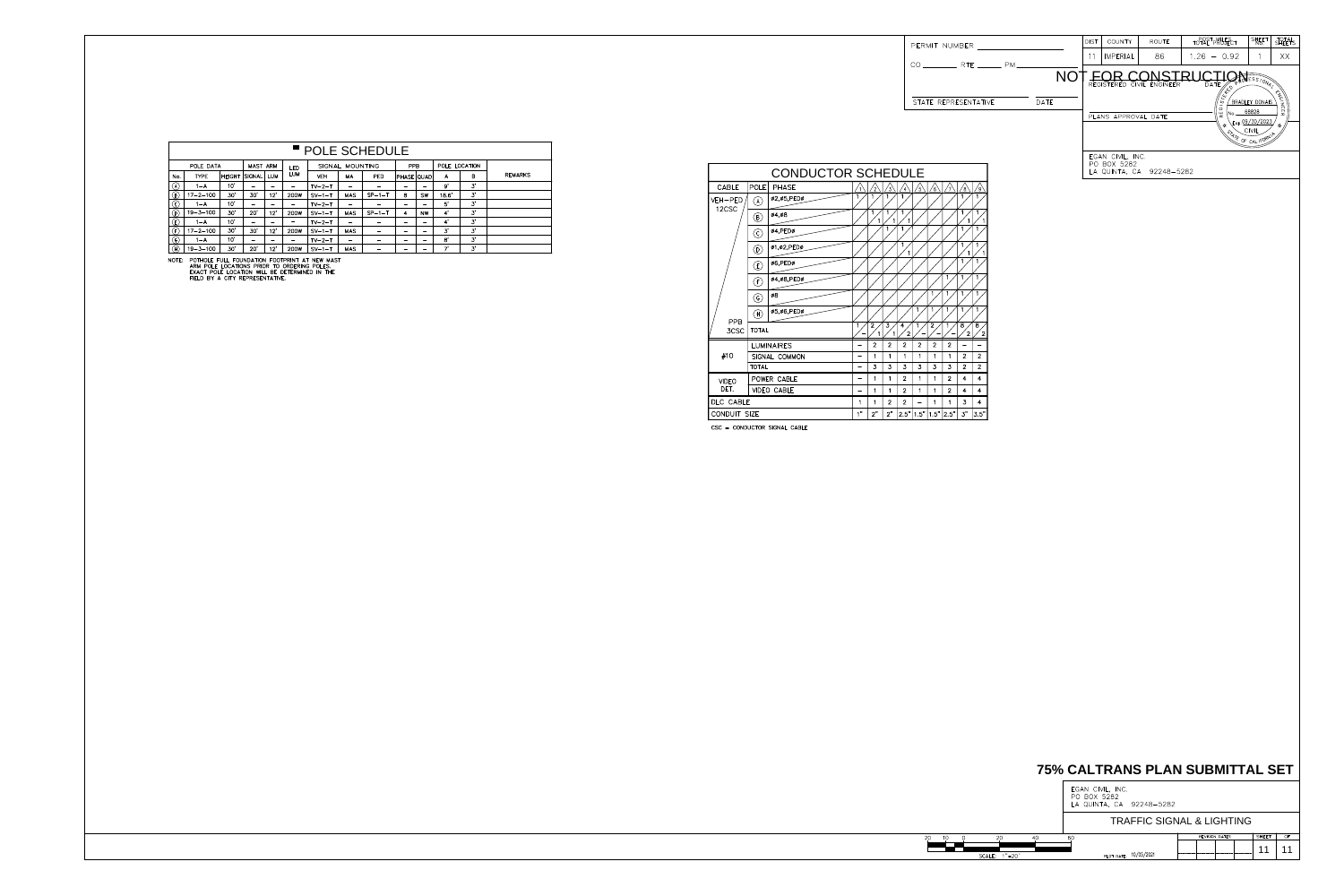| DIST | COUNTY | ROUTE | POST MILES TOTAL PROJECT | SHEET NO. | TOTAL SHEETS |
|---|---|---|---|---|---|
| 11 | IMPERIAL | 86 | 1.26 – 0.92 | 1 | XX |

PERMIT NUMBER ___

CO ___ RTE ___ PM ___

STATE REPRESENTATIVE ___ DATE

NOT FOR CONSTRUCTION

REGISTERED CIVIL ENGINEER DATE

PLANS APPROVAL DATE

BRADLEY DONAIS No. 68826 Exp 09/30/2023 CIVIL STATE OF CALIFORNIA

EGAN CIVIL, INC.
PO BOX 5282
LA QUINTA, CA 92248-5282

# POLE SCHEDULE

| POLE DATA | | MAST ARM | | LED LUM | SIGNAL MOUNTING | | | PPB | | POLE LOCATION | | REMARKS |
|---|---|---|---|---|---|---|---|---|---|---|---|---|
| No. / TYPE | HEIGHT | SIGNAL | LUM | | VEH | MA | PED | PHASE | QUAD | A | B | |
| (A) 1-A | 10' | – | – | – | TV-2-T | – | – | – | – | 9' | 3' | |
| (B) 17-2-100 | 30' | 30' | 12' | 200W | SV-1-T | MAS | SP-1-T | 8 | SW | 18.6' | 3' | |
| (C) 1-A | 10' | – | – | – | TV-2-T | – | – | – | – | 5' | 3' | |
| (D) 19-3-100 | 30' | 20' | 12' | 200W | SV-1-T | MAS | SP-1-T | 4 | NW | 4' | 3' | |
| (E) 1-A | 10' | – | – | – | TV-2-T | – | – | – | – | 4' | 3' | |
| (F) 17-2-100 | 30' | 30' | 12' | 200W | SV-1-T | MAS | – | – | – | 3' | 3' | |
| (G) 1-A | 10' | – | – | – | TV-2-T | – | – | – | – | 8' | 3' | |
| (H) 19-3-100 | 30' | 20' | 12' | 200W | SV-1-T | MAS | – | – | – | 7' | 3' | |

NOTE: POTHOLE FULL FOUNDATION FOOTPRINT AT NEW MAST ARM POLE LOCATIONS PRIOR TO ORDERING POLES. EXACT POLE LOCATION WILL BE DETERMINED IN THE FIELD BY A CITY REPRESENTATIVE.

# CONDUCTOR SCHEDULE

| CABLE | POLE | PHASE | 1 | 2 | 3 | 4 | 5 | 6 | 7 | 8 | 9 |
|---|---|---|---|---|---|---|---|---|---|---|---|
| VEH-PED 12CSC | (A) | #2,#5,PED# | 1 | 1 | 1 | 1 | | | | 1 | 1 |
| | (B) | #4,#8 | | 1 / 1 | 1 / 1 | 1 / 1 | | | | 1 / 1 | 1 / 1 |
| | (C) | #4,PED# | | | 1 | 1 | | | | 1 | 1 |
| | (D) | #1,#2,PED# | | | | 1 / 1 | | | | 1 / 1 | 1 / 1 |
| | (E) | #6,PED# | | | | | | | | 1 | 1 |
| | (F) | #4,#8,PED# | | | | | | | 1 | 1 | 1 |
| | (G) | #8 | | | | | | 1 | 1 | 1 | 1 |
| | (H) | #5,#6,PED# | | | | | 1 | 1 | 1 | 1 | 1 |
| PPB 3CSC | TOTAL | | 1 / – | 2 / 1 | 3 / 1 | 4 / 2 | 1 / – | 2 / – | 1 / – | 8 / 2 | 8 / 2 |
| #10 | LUMINAIRES | | – | 2 | 2 | 2 | 2 | 2 | 2 | – | – |
| | SIGNAL COMMON | | – | 1 | 1 | 1 | 1 | 1 | 1 | 2 | 2 |
| | TOTAL | | – | 3 | 3 | 3 | 3 | 3 | 3 | 2 | 2 |
| VIDEO DET. | POWER CABLE | | – | 1 | 1 | 2 | 1 | 1 | 2 | 4 | 4 |
| | VIDEO CABLE | | – | 1 | 1 | 2 | 1 | 1 | 2 | 4 | 4 |
| DLC CABLE | | | 1 | 1 | 2 | 2 | – | 1 | 1 | 3 | 4 |
| CONDUIT SIZE | | | 1" | 2" | 2" | 2.5" | 1.5" | 1.5" | 2.5" | 3" | 3.5" |

CSC = CONDUCTOR SIGNAL CABLE

**75% CALTRANS PLAN SUBMITTAL SET**

EGAN CIVIL, INC.
PO BOX 5282
LA QUINTA, CA 92248-5282

TRAFFIC SIGNAL & LIGHTING

SCALE: 1"=20'

PLOT DATE: 10/05/2021

REVISION DATES

SHEET 11 OF 11